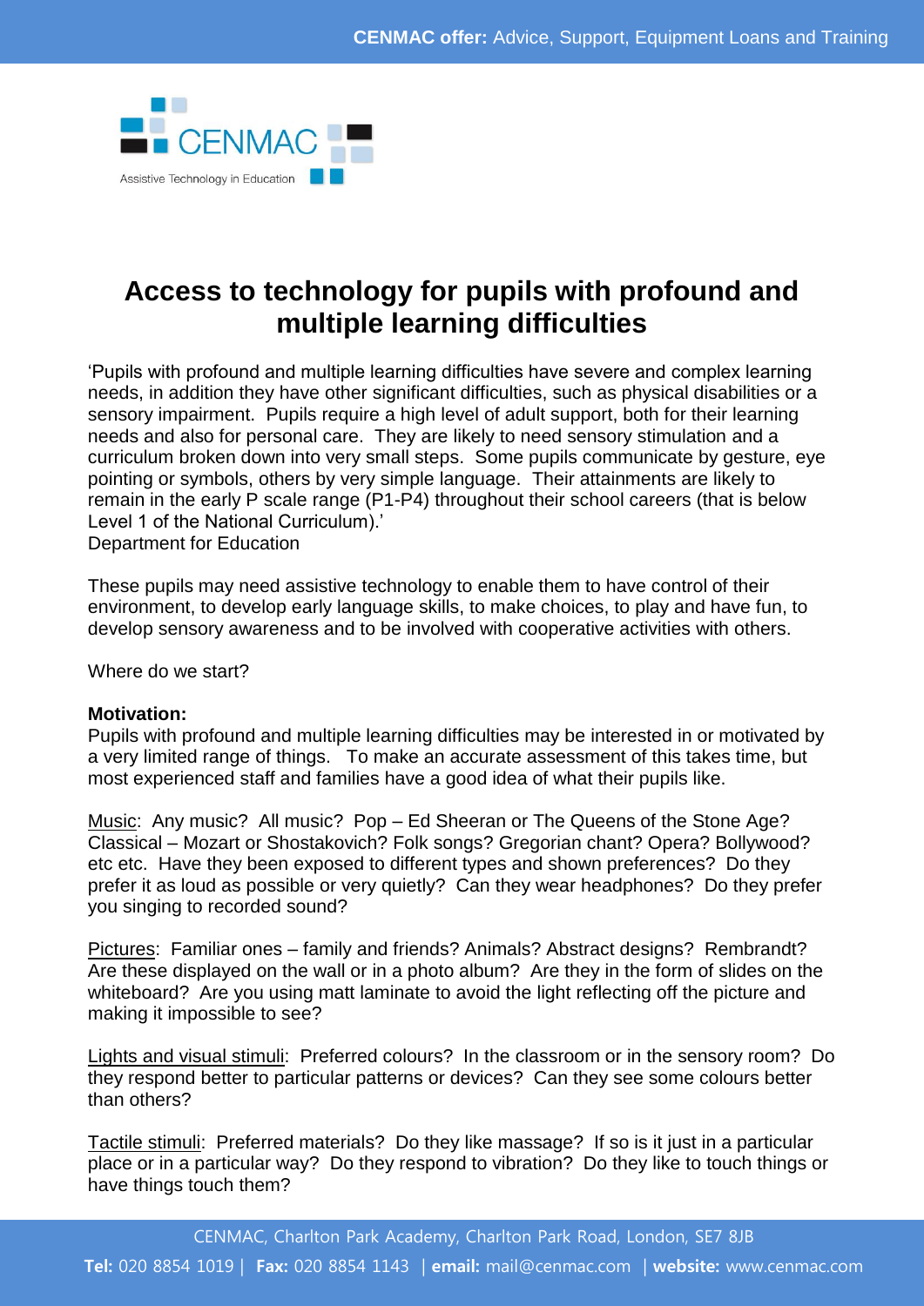# Access to technology for pupils with profound and multiple learning difficulties

'Pupils with profound and multiple learning difficulties have severe and complex learning needs, in addition they have other significant difficulties, such as physical disabilities or a sensory impairment. Pupils require a high level of adult support, both for their learning needs and also for personal care. They are likely to need sensory stimulation and a curriculum broken down into very small steps. Some pupils communicate by gesture, eye pointing or symbols, others by very simple language. Their attainments are likely to remain in the early P scale range (P1-P4) throughout their school careers (that is below Level 1 of the National Curriculum).'
Department for Education

These pupils may need assistive technology to enable them to have control of their environment, to develop early language skills, to make choices, to play and have fun, to develop sensory awareness and to be involved with cooperative activities with others.

Where do we start?

**Motivation:**
Pupils with profound and multiple learning difficulties may be interested in or motivated by a very limited range of things. To make an accurate assessment of this takes time, but most experienced staff and families have a good idea of what their pupils like.

Music: Any music? All music? Pop – Ed Sheeran or The Queens of the Stone Age? Classical – Mozart or Shostakovich? Folk songs? Gregorian chant? Opera? Bollywood? etc etc. Have they been exposed to different types and shown preferences? Do they prefer it as loud as possible or very quietly? Can they wear headphones? Do they prefer you singing to recorded sound?

Pictures: Familiar ones – family and friends? Animals? Abstract designs? Rembrandt? Are these displayed on the wall or in a photo album? Are they in the form of slides on the whiteboard? Are you using matt laminate to avoid the light reflecting off the picture and making it impossible to see?

Lights and visual stimuli: Preferred colours? In the classroom or in the sensory room? Do they respond better to particular patterns or devices? Can they see some colours better than others?

Tactile stimuli: Preferred materials? Do they like massage? If so is it just in a particular place or in a particular way? Do they respond to vibration? Do they like to touch things or have things touch them?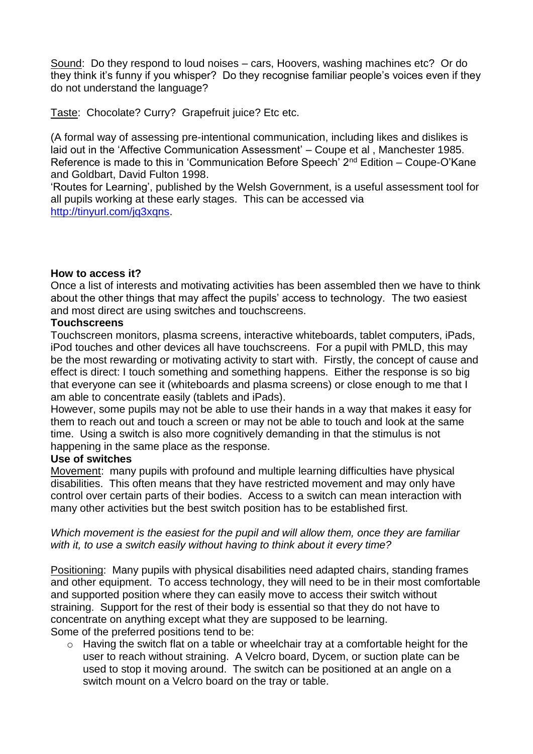Sound: Do they respond to loud noises – cars, Hoovers, washing machines etc? Or do they think it's funny if you whisper? Do they recognise familiar people's voices even if they do not understand the language?

Taste: Chocolate? Curry? Grapefruit juice? Etc etc.

(A formal way of assessing pre-intentional communication, including likes and dislikes is laid out in the 'Affective Communication Assessment' – Coupe et al , Manchester 1985. Reference is made to this in 'Communication Before Speech' 2nd Edition – Coupe-O'Kane and Goldbart, David Fulton 1998.
'Routes for Learning', published by the Welsh Government, is a useful assessment tool for all pupils working at these early stages. This can be accessed via [http://tinyurl.com/jq3xqns](http://tinyurl.com/jq3xqns).

**How to access it?**

Once a list of interests and motivating activities has been assembled then we have to think about the other things that may affect the pupils' access to technology. The two easiest and most direct are using switches and touchscreens.

**Touchscreens**

Touchscreen monitors, plasma screens, interactive whiteboards, tablet computers, iPads, iPod touches and other devices all have touchscreens. For a pupil with PMLD, this may be the most rewarding or motivating activity to start with. Firstly, the concept of cause and effect is direct: I touch something and something happens. Either the response is so big that everyone can see it (whiteboards and plasma screens) or close enough to me that I am able to concentrate easily (tablets and iPads).
However, some pupils may not be able to use their hands in a way that makes it easy for them to reach out and touch a screen or may not be able to touch and look at the same time. Using a switch is also more cognitively demanding in that the stimulus is not happening in the same place as the response.

**Use of switches**

Movement: many pupils with profound and multiple learning difficulties have physical disabilities. This often means that they have restricted movement and may only have control over certain parts of their bodies. Access to a switch can mean interaction with many other activities but the best switch position has to be established first.

*Which movement is the easiest for the pupil and will allow them, once they are familiar with it, to use a switch easily without having to think about it every time?*

Positioning: Many pupils with physical disabilities need adapted chairs, standing frames and other equipment. To access technology, they will need to be in their most comfortable and supported position where they can easily move to access their switch without straining. Support for the rest of their body is essential so that they do not have to concentrate on anything except what they are supposed to be learning.
Some of the preferred positions tend to be:

- Having the switch flat on a table or wheelchair tray at a comfortable height for the user to reach without straining. A Velcro board, Dycem, or suction plate can be used to stop it moving around. The switch can be positioned at an angle on a switch mount on a Velcro board on the tray or table.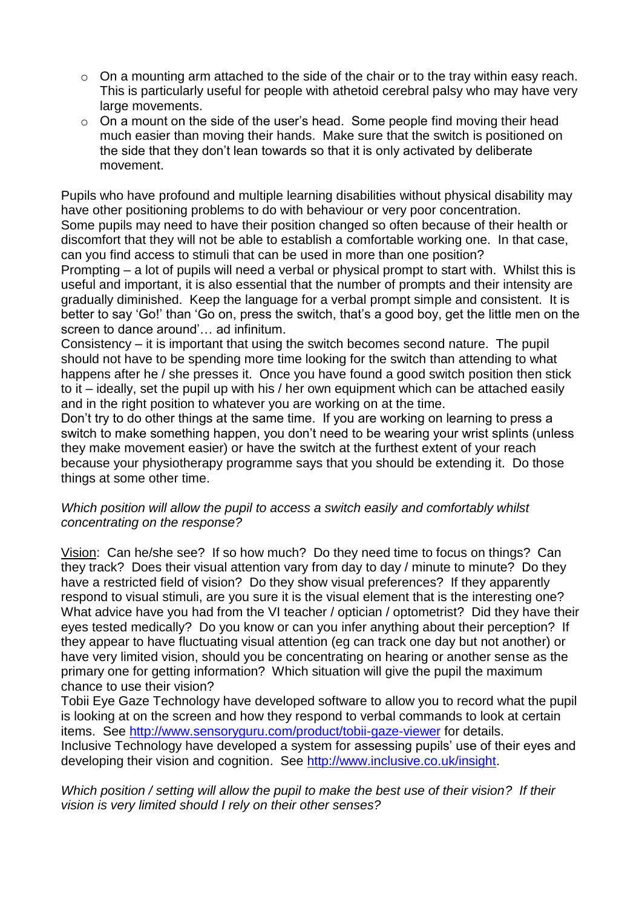- On a mounting arm attached to the side of the chair or to the tray within easy reach. This is particularly useful for people with athetoid cerebral palsy who may have very large movements.
- On a mount on the side of the user's head. Some people find moving their head much easier than moving their hands. Make sure that the switch is positioned on the side that they don't lean towards so that it is only activated by deliberate movement.

Pupils who have profound and multiple learning disabilities without physical disability may have other positioning problems to do with behaviour or very poor concentration.
Some pupils may need to have their position changed so often because of their health or discomfort that they will not be able to establish a comfortable working one. In that case, can you find access to stimuli that can be used in more than one position?
Prompting – a lot of pupils will need a verbal or physical prompt to start with. Whilst this is useful and important, it is also essential that the number of prompts and their intensity are gradually diminished. Keep the language for a verbal prompt simple and consistent. It is better to say 'Go!' than 'Go on, press the switch, that's a good boy, get the little men on the screen to dance around'… ad infinitum.
Consistency – it is important that using the switch becomes second nature. The pupil should not have to be spending more time looking for the switch than attending to what happens after he / she presses it. Once you have found a good switch position then stick to it – ideally, set the pupil up with his / her own equipment which can be attached easily and in the right position to whatever you are working on at the time.
Don't try to do other things at the same time. If you are working on learning to press a switch to make something happen, you don't need to be wearing your wrist splints (unless they make movement easier) or have the switch at the furthest extent of your reach because your physiotherapy programme says that you should be extending it. Do those things at some other time.

*Which position will allow the pupil to access a switch easily and comfortably whilst concentrating on the response?*

<u>Vision</u>: Can he/she see? If so how much? Do they need time to focus on things? Can they track? Does their visual attention vary from day to day / minute to minute? Do they have a restricted field of vision? Do they show visual preferences? If they apparently respond to visual stimuli, are you sure it is the visual element that is the interesting one? What advice have you had from the VI teacher / optician / optometrist? Did they have their eyes tested medically? Do you know or can you infer anything about their perception? If they appear to have fluctuating visual attention (eg can track one day but not another) or have very limited vision, should you be concentrating on hearing or another sense as the primary one for getting information? Which situation will give the pupil the maximum chance to use their vision?
Tobii Eye Gaze Technology have developed software to allow you to record what the pupil is looking at on the screen and how they respond to verbal commands to look at certain items. See http://www.sensoryguru.com/product/tobii-gaze-viewer for details.
Inclusive Technology have developed a system for assessing pupils' use of their eyes and developing their vision and cognition. See http://www.inclusive.co.uk/insight.

*Which position / setting will allow the pupil to make the best use of their vision? If their vision is very limited should I rely on their other senses?*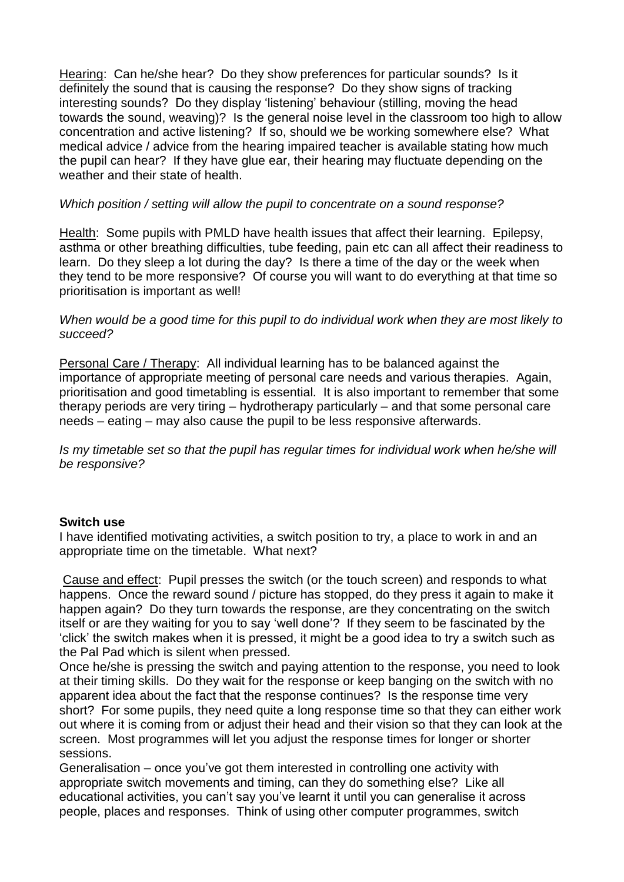Hearing: Can he/she hear? Do they show preferences for particular sounds? Is it definitely the sound that is causing the response? Do they show signs of tracking interesting sounds? Do they display 'listening' behaviour (stilling, moving the head towards the sound, weaving)? Is the general noise level in the classroom too high to allow concentration and active listening? If so, should we be working somewhere else? What medical advice / advice from the hearing impaired teacher is available stating how much the pupil can hear? If they have glue ear, their hearing may fluctuate depending on the weather and their state of health.

*Which position / setting will allow the pupil to concentrate on a sound response?*

Health: Some pupils with PMLD have health issues that affect their learning. Epilepsy, asthma or other breathing difficulties, tube feeding, pain etc can all affect their readiness to learn. Do they sleep a lot during the day? Is there a time of the day or the week when they tend to be more responsive? Of course you will want to do everything at that time so prioritisation is important as well!

*When would be a good time for this pupil to do individual work when they are most likely to succeed?*

Personal Care / Therapy: All individual learning has to be balanced against the importance of appropriate meeting of personal care needs and various therapies. Again, prioritisation and good timetabling is essential. It is also important to remember that some therapy periods are very tiring – hydrotherapy particularly – and that some personal care needs – eating – may also cause the pupil to be less responsive afterwards.

*Is my timetable set so that the pupil has regular times for individual work when he/she will be responsive?*

**Switch use**

I have identified motivating activities, a switch position to try, a place to work in and an appropriate time on the timetable. What next?

Cause and effect: Pupil presses the switch (or the touch screen) and responds to what happens. Once the reward sound / picture has stopped, do they press it again to make it happen again? Do they turn towards the response, are they concentrating on the switch itself or are they waiting for you to say 'well done'? If they seem to be fascinated by the 'click' the switch makes when it is pressed, it might be a good idea to try a switch such as the Pal Pad which is silent when pressed.

Once he/she is pressing the switch and paying attention to the response, you need to look at their timing skills. Do they wait for the response or keep banging on the switch with no apparent idea about the fact that the response continues? Is the response time very short? For some pupils, they need quite a long response time so that they can either work out where it is coming from or adjust their head and their vision so that they can look at the screen. Most programmes will let you adjust the response times for longer or shorter sessions.

Generalisation – once you've got them interested in controlling one activity with appropriate switch movements and timing, can they do something else? Like all educational activities, you can't say you've learnt it until you can generalise it across people, places and responses. Think of using other computer programmes, switch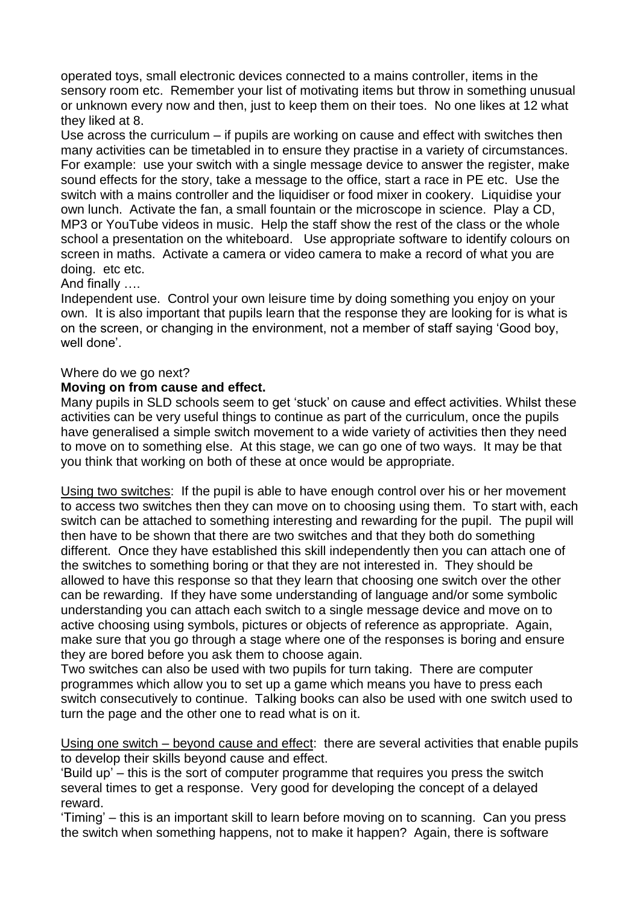operated toys, small electronic devices connected to a mains controller, items in the sensory room etc. Remember your list of motivating items but throw in something unusual or unknown every now and then, just to keep them on their toes. No one likes at 12 what they liked at 8.

Use across the curriculum – if pupils are working on cause and effect with switches then many activities can be timetabled in to ensure they practise in a variety of circumstances. For example: use your switch with a single message device to answer the register, make sound effects for the story, take a message to the office, start a race in PE etc. Use the switch with a mains controller and the liquidiser or food mixer in cookery. Liquidise your own lunch. Activate the fan, a small fountain or the microscope in science. Play a CD, MP3 or YouTube videos in music. Help the staff show the rest of the class or the whole school a presentation on the whiteboard. Use appropriate software to identify colours on screen in maths. Activate a camera or video camera to make a record of what you are doing. etc etc.

And finally ….

Independent use. Control your own leisure time by doing something you enjoy on your own. It is also important that pupils learn that the response they are looking for is what is on the screen, or changing in the environment, not a member of staff saying 'Good boy, well done'.

Where do we go next?

**Moving on from cause and effect.**

Many pupils in SLD schools seem to get 'stuck' on cause and effect activities. Whilst these activities can be very useful things to continue as part of the curriculum, once the pupils have generalised a simple switch movement to a wide variety of activities then they need to move on to something else. At this stage, we can go one of two ways. It may be that you think that working on both of these at once would be appropriate.

Using two switches: If the pupil is able to have enough control over his or her movement to access two switches then they can move on to choosing using them. To start with, each switch can be attached to something interesting and rewarding for the pupil. The pupil will then have to be shown that there are two switches and that they both do something different. Once they have established this skill independently then you can attach one of the switches to something boring or that they are not interested in. They should be allowed to have this response so that they learn that choosing one switch over the other can be rewarding. If they have some understanding of language and/or some symbolic understanding you can attach each switch to a single message device and move on to active choosing using symbols, pictures or objects of reference as appropriate. Again, make sure that you go through a stage where one of the responses is boring and ensure they are bored before you ask them to choose again.

Two switches can also be used with two pupils for turn taking. There are computer programmes which allow you to set up a game which means you have to press each switch consecutively to continue. Talking books can also be used with one switch used to turn the page and the other one to read what is on it.

Using one switch – beyond cause and effect: there are several activities that enable pupils to develop their skills beyond cause and effect.

'Build up' – this is the sort of computer programme that requires you press the switch several times to get a response. Very good for developing the concept of a delayed reward.

'Timing' – this is an important skill to learn before moving on to scanning. Can you press the switch when something happens, not to make it happen? Again, there is software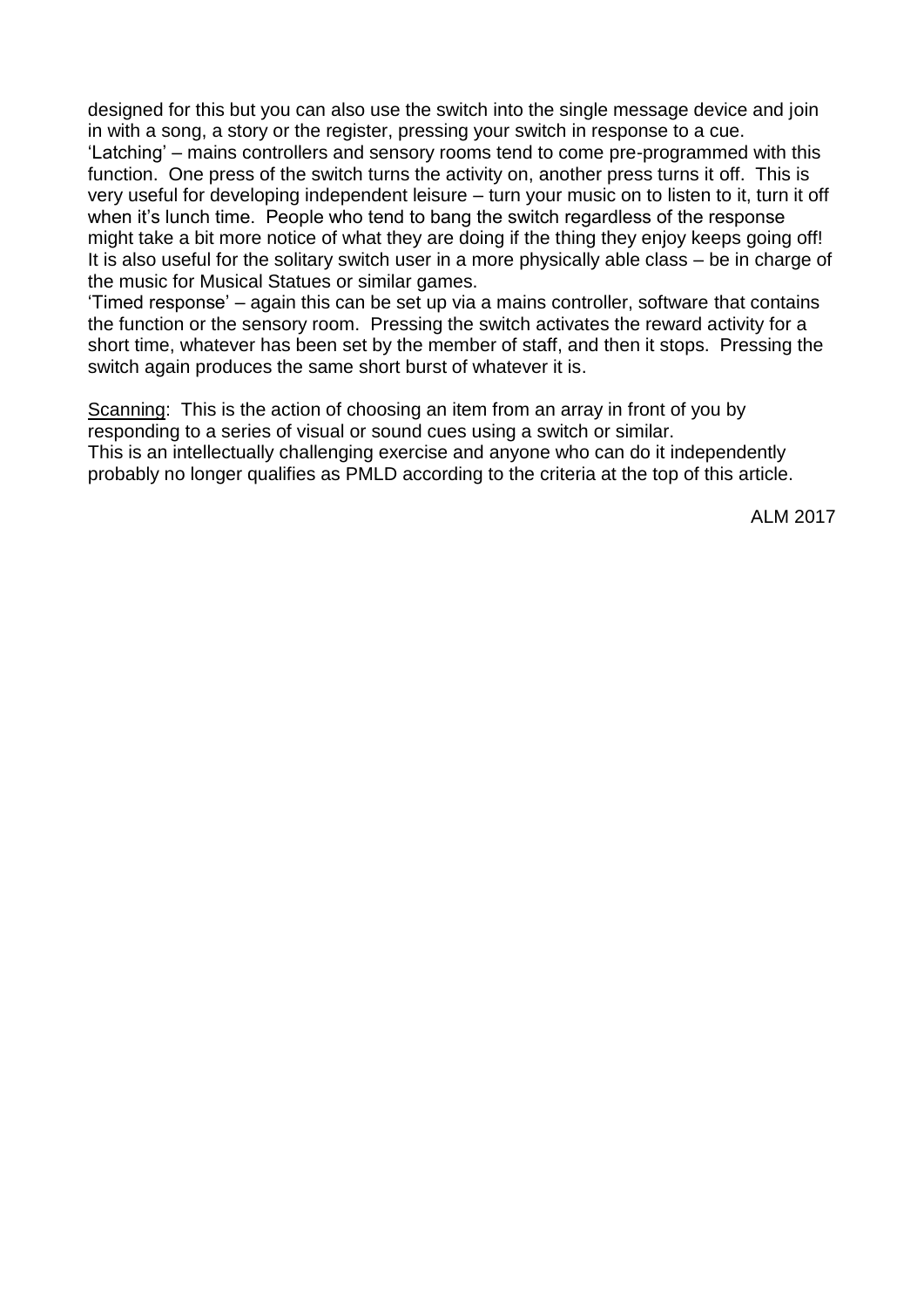designed for this but you can also use the switch into the single message device and join in with a song, a story or the register, pressing your switch in response to a cue.

'Latching' – mains controllers and sensory rooms tend to come pre-programmed with this function. One press of the switch turns the activity on, another press turns it off. This is very useful for developing independent leisure – turn your music on to listen to it, turn it off when it's lunch time. People who tend to bang the switch regardless of the response might take a bit more notice of what they are doing if the thing they enjoy keeps going off! It is also useful for the solitary switch user in a more physically able class – be in charge of the music for Musical Statues or similar games.

'Timed response' – again this can be set up via a mains controller, software that contains the function or the sensory room. Pressing the switch activates the reward activity for a short time, whatever has been set by the member of staff, and then it stops. Pressing the switch again produces the same short burst of whatever it is.

Scanning: This is the action of choosing an item from an array in front of you by responding to a series of visual or sound cues using a switch or similar.
This is an intellectually challenging exercise and anyone who can do it independently probably no longer qualifies as PMLD according to the criteria at the top of this article.

ALM 2017